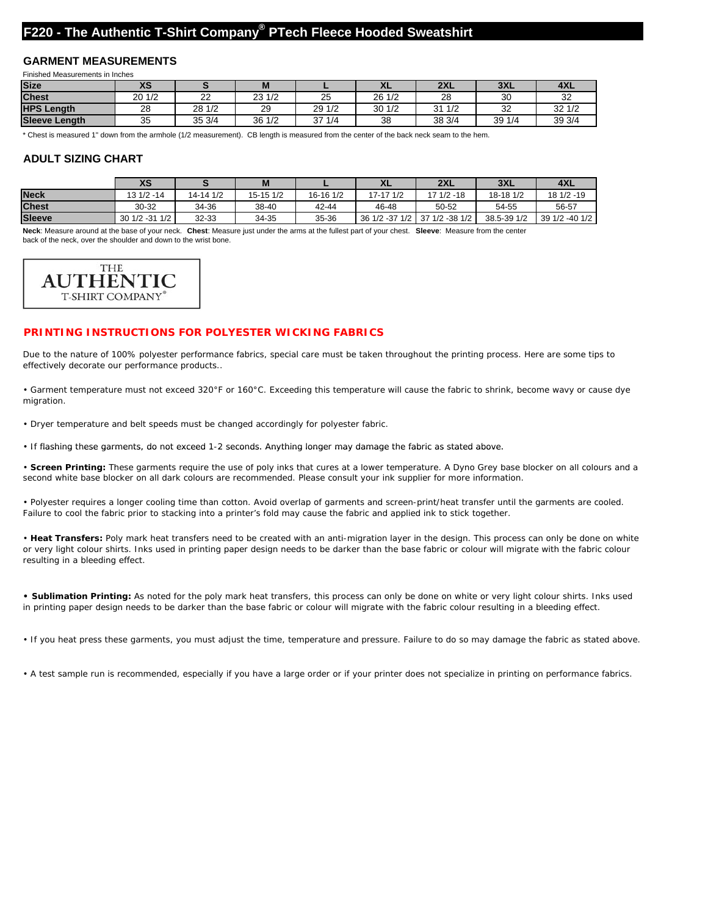# F220 - The Authentic T-Shirt Company® PTech Fleece Hooded Sweatshirt

## GARMENT MEASUREMENTS

Finished Measurements in Inches

| Size | XS | S | M | L | XL | 2XL | 3XL | 4XL |
|---|---|---|---|---|---|---|---|---|
| Chest | 20 1/2 | 22 | 23 1/2 | 25 | 26 1/2 | 28 | 30 | 32 |
| HPS Length | 28 | 28 1/2 | 29 | 29 1/2 | 30 1/2 | 31 1/2 | 32 | 32 1/2 |
| Sleeve Length | 35 | 35 3/4 | 36 1/2 | 37 1/4 | 38 | 38 3/4 | 39 1/4 | 39 3/4 |

* Chest is measured 1" down from the armhole (1/2 measurement). CB length is measured from the center of the back neck seam to the hem.

## ADULT SIZING CHART

| | XS | S | M | L | XL | 2XL | 3XL | 4XL |
|---|---|---|---|---|---|---|---|---|
| Neck | 13 1/2 -14 | 14-14 1/2 | 15-15 1/2 | 16-16 1/2 | 17-17 1/2 | 17 1/2 -18 | 18-18 1/2 | 18 1/2 -19 |
| Chest | 30-32 | 34-36 | 38-40 | 42-44 | 46-48 | 50-52 | 54-55 | 56-57 |
| Sleeve | 30 1/2 -31 1/2 | 32-33 | 34-35 | 35-36 | 36 1/2 -37 1/2 | 37 1/2 -38 1/2 | 38.5-39 1/2 | 39 1/2 -40 1/2 |

**Neck**: Measure around at the base of your neck. **Chest**: Measure just under the arms at the fullest part of your chest. **Sleeve**: Measure from the center back of the neck, over the shoulder and down to the wrist bone.

THE AUTHENTIC T-SHIRT COMPANY®

## PRINTING INSTRUCTIONS FOR POLYESTER WICKING FABRICS

Due to the nature of 100% polyester performance fabrics, special care must be taken throughout the printing process. Here are some tips to effectively decorate our performance products..

• Garment temperature must not exceed 320°F or 160°C. Exceeding this temperature will cause the fabric to shrink, become wavy or cause dye migration.

• Dryer temperature and belt speeds must be changed accordingly for polyester fabric.

• If flashing these garments, do not exceed 1-2 seconds. Anything longer may damage the fabric as stated above.

• **Screen Printing:** These garments require the use of poly inks that cures at a lower temperature. A Dyno Grey base blocker on all colours and a second white base blocker on all dark colours are recommended. Please consult your ink supplier for more information.

• Polyester requires a longer cooling time than cotton. Avoid overlap of garments and screen-print/heat transfer until the garments are cooled. Failure to cool the fabric prior to stacking into a printer's fold may cause the fabric and applied ink to stick together.

• **Heat Transfers:** Poly mark heat transfers need to be created with an anti-migration layer in the design. This process can only be done on white or very light colour shirts. Inks used in printing paper design needs to be darker than the base fabric or colour will migrate with the fabric colour resulting in a bleeding effect.

• **Sublimation Printing:** As noted for the poly mark heat transfers, this process can only be done on white or very light colour shirts. Inks used in printing paper design needs to be darker than the base fabric or colour will migrate with the fabric colour resulting in a bleeding effect.

• If you heat press these garments, you must adjust the time, temperature and pressure. Failure to do so may damage the fabric as stated above.

• A test sample run is recommended, especially if you have a large order or if your printer does not specialize in printing on performance fabrics.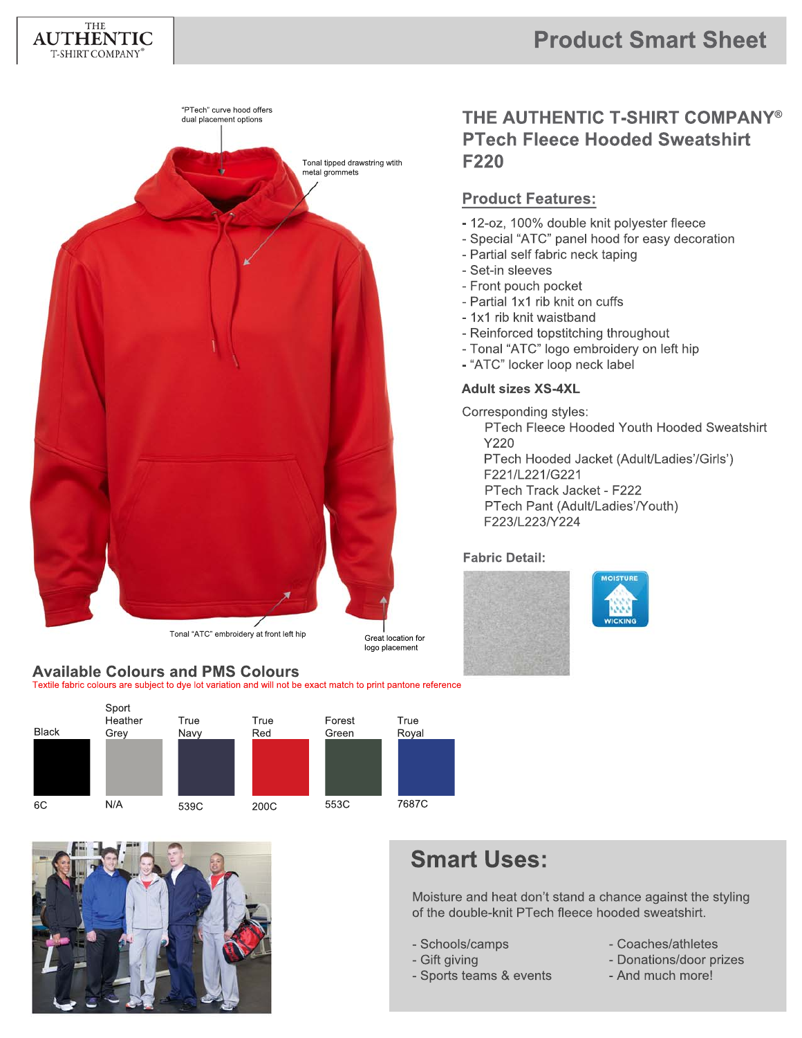THE AUTHENTIC T-SHIRT COMPANY®

# Product Smart Sheet

"PTech" curve hood offers dual placement options

Tonal tipped drawstring wtith metal grommets

Tonal "ATC" embroidery at front left hip

Great location for logo placement

## THE AUTHENTIC T-SHIRT COMPANY® PTech Fleece Hooded Sweatshirt F220

### Product Features:

- 12-oz, 100% double knit polyester fleece
- Special "ATC" panel hood for easy decoration
- Partial self fabric neck taping
- Set-in sleeves
- Front pouch pocket
- Partial 1x1 rib knit on cuffs
- 1x1 rib knit waistband
- Reinforced topstitching throughout
- Tonal "ATC" logo embroidery on left hip
- "ATC" locker loop neck label

**Adult sizes XS-4XL**

Corresponding styles:

PTech Fleece Hooded Youth Hooded Sweatshirt Y220

PTech Hooded Jacket (Adult/Ladies'/Girls') F221/L221/G221

PTech Track Jacket - F222

PTech Pant (Adult/Ladies'/Youth) F223/L223/Y224

**Fabric Detail:**

MOISTURE WICKING

## Available Colours and PMS Colours

Textile fabric colours are subject to dye lot variation and will not be exact match to print pantone reference

| Black | Sport Heather Grey | True Navy | True Red | Forest Green | True Royal |
|---|---|---|---|---|---|
| 6C | N/A | 539C | 200C | 553C | 7687C |

## Smart Uses:

Moisture and heat don't stand a chance against the styling of the double-knit PTech fleece hooded sweatshirt.

- Schools/camps
- Gift giving
- Sports teams & events
- Coaches/athletes
- Donations/door prizes
- And much more!